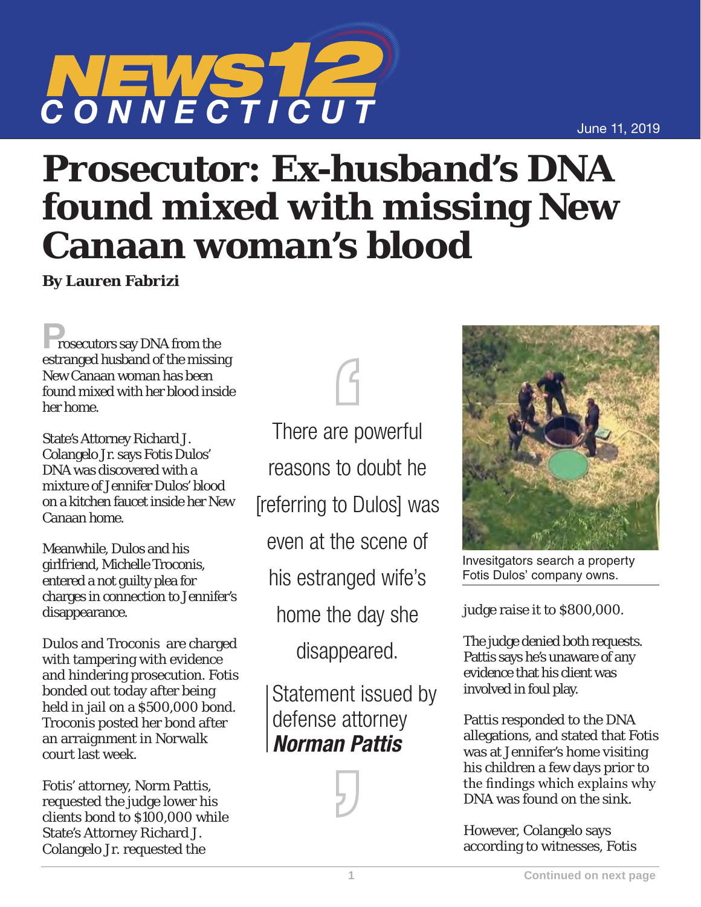June 11, 2019

# Prosecutor: Ex-husband's DNA found mixed with missing New Canaan woman's blood

**By Lauren Fabrizi**

Prosecutors say DNA from the estranged husband of the missing New Canaan woman has been found mixed with her blood inside her home.

State's Attorney Richard J. Colangelo Jr. says Fotis Dulos' DNA was discovered with a mixture of Jennifer Dulos' blood on a kitchen faucet inside her New Canaan home.

Meanwhile, Dulos and his girlfriend, Michelle Troconis, entered a not guilty plea for charges in connection to Jennifer's disappearance.

Dulos and Troconis are charged with tampering with evidence and hindering prosecution. Fotis bonded out today after being held in jail on a $500,000 bond. Troconis posted her bond after an arraignment in Norwalk court last week.

Fotis' attorney, Norm Pattis, requested the judge lower his clients bond to $100,000 while State's Attorney Richard J. Colangelo Jr. requested the judge raise it to $800,000.

> There are powerful reasons to doubt he [referring to Dulos] was even at the scene of his estranged wife's home the day she disappeared.
>
> Statement issued by defense attorney ***Norman Pattis***

Invesitgators search a property Fotis Dulos' company owns.

The judge denied both requests. Pattis says he's unaware of any evidence that his client was involved in foul play.

Pattis responded to the DNA allegations, and stated that Fotis was at Jennifer's home visiting his children a few days prior to the findings which explains why DNA was found on the sink.

However, Colangelo says according to witnesses, Fotis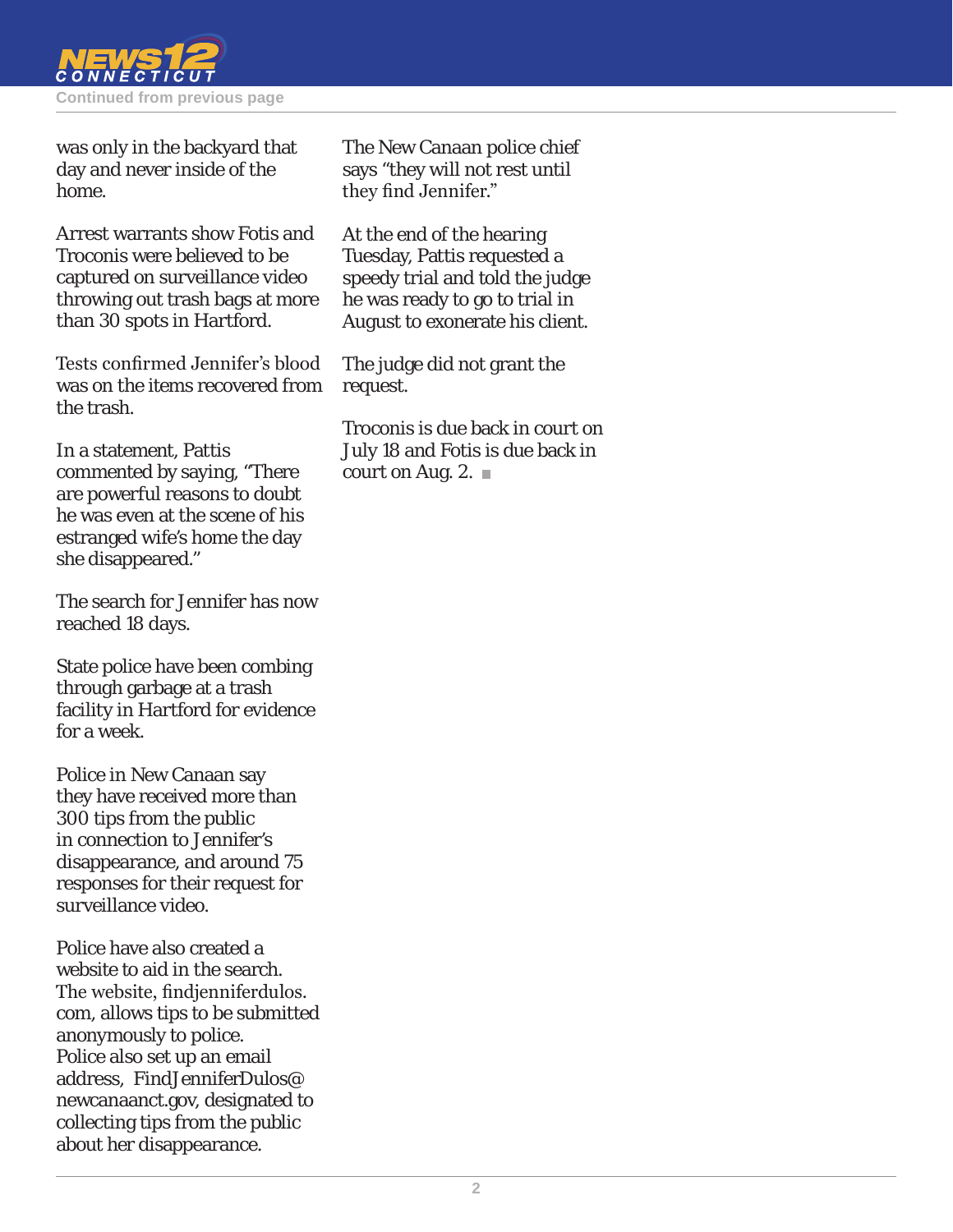was only in the backyard that day and never inside of the home.

Arrest warrants show Fotis and Troconis were believed to be captured on surveillance video throwing out trash bags at more than 30 spots in Hartford.

Tests confirmed Jennifer's blood was on the items recovered from the trash.

In a statement, Pattis commented by saying, "There are powerful reasons to doubt he was even at the scene of his estranged wife's home the day she disappeared."

The search for Jennifer has now reached 18 days.

State police have been combing through garbage at a trash facility in Hartford for evidence for a week.

Police in New Canaan say they have received more than 300 tips from the public in connection to Jennifer's disappearance, and around 75 responses for their request for surveillance video.

Police have also created a website to aid in the search. The website, findjenniferdulos.com, allows tips to be submitted anonymously to police. Police also set up an email address, FindJenniferDulos@newcanaanct.gov, designated to collecting tips from the public about her disappearance.

The New Canaan police chief says "they will not rest until they find Jennifer."

At the end of the hearing Tuesday, Pattis requested a speedy trial and told the judge he was ready to go to trial in August to exonerate his client.

The judge did not grant the request.

Troconis is due back in court on July 18 and Fotis is due back in court on Aug. 2.